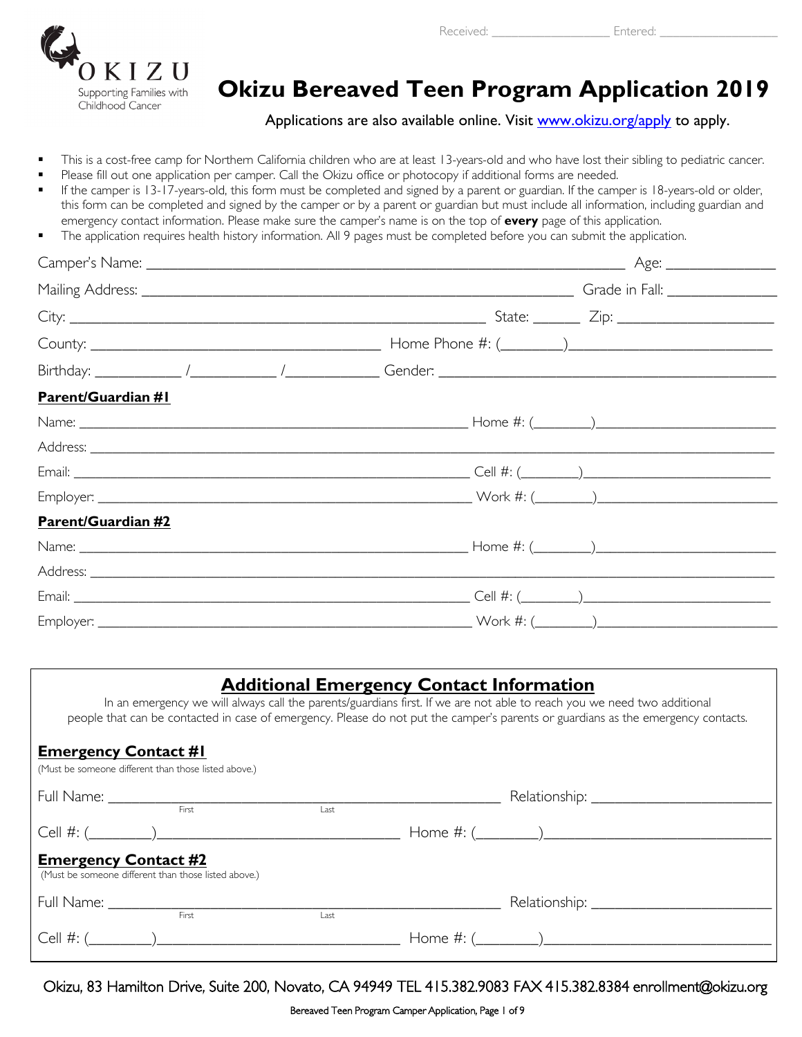Received: ____________ Entered: ____________

OKIZU
Supporting Families with Childhood Cancer

# Okizu Bereaved Teen Program Application 2019

Applications are also available online. Visit www.okizu.org/apply to apply.

- This is a cost-free camp for Northern California children who are at least 13-years-old and who have lost their sibling to pediatric cancer.
- Please fill out one application per camper. Call the Okizu office or photocopy if additional forms are needed.
- If the camper is 13-17-years-old, this form must be completed and signed by a parent or guardian. If the camper is 18-years-old or older, this form can be completed and signed by the camper or by a parent or guardian but must include all information, including guardian and emergency contact information. Please make sure the camper's name is on the top of **every** page of this application.
- The application requires health history information. All 9 pages must be completed before you can submit the application.

Camper's Name: ______________________________ Age: __________

Mailing Address: ______________________________ Grade in Fall: __________

City: ______________________________ State: ______ Zip: __________

County: ______________________________ Home Phone #: (______)__________

Birthday: ________ /________ /________ Gender: ______________________________

**Parent/Guardian #1**

Name: ______________________________ Home #: (______)__________

Address: ______________________________

Email: ______________________________ Cell #: (______)__________

Employer: ______________________________ Work #: (______)__________

**Parent/Guardian #2**

Name: ______________________________ Home #: (______)__________

Address: ______________________________

Email: ______________________________ Cell #: (______)__________

Employer: ______________________________ Work #: (______)__________

## Additional Emergency Contact Information

In an emergency we will always call the parents/guardians first. If we are not able to reach you we need two additional people that can be contacted in case of emergency. Please do not put the camper's parents or guardians as the emergency contacts.

**Emergency Contact #1**
(Must be someone different than those listed above.)

Full Name: ______________________________ (First / Last) Relationship: __________

Cell #: (______)__________ Home #: (______)__________

**Emergency Contact #2**
(Must be someone different than those listed above.)

Full Name: ______________________________ (First / Last) Relationship: __________

Cell #: (______)__________ Home #: (______)__________

Okizu, 83 Hamilton Drive, Suite 200, Novato, CA 94949 TEL 415.382.9083 FAX 415.382.8384 enrollment@okizu.org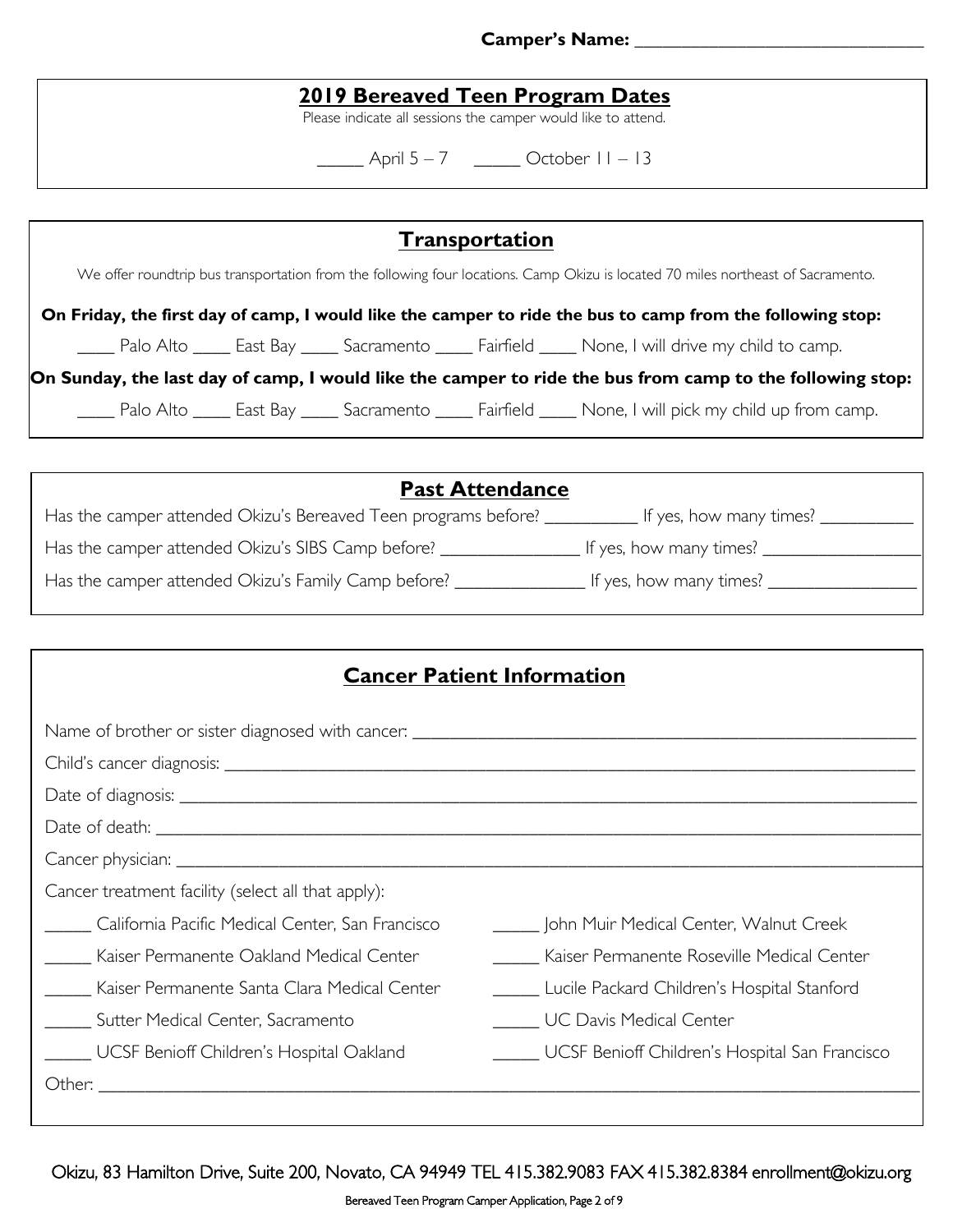**Camper's Name:** ______________________________

## 2019 Bereaved Teen Program Dates

Please indicate all sessions the camper would like to attend.

_____ April 5 – 7 _____ October 11 – 13

## Transportation

We offer roundtrip bus transportation from the following four locations. Camp Okizu is located 70 miles northeast of Sacramento.

**On Friday, the first day of camp, I would like the camper to ride the bus to camp from the following stop:**

____ Palo Alto ____ East Bay ____ Sacramento ____ Fairfield ____ None, I will drive my child to camp.

**On Sunday, the last day of camp, I would like the camper to ride the bus from camp to the following stop:**

____ Palo Alto ____ East Bay ____ Sacramento ____ Fairfield ____ None, I will pick my child up from camp.

## Past Attendance

Has the camper attended Okizu's Bereaved Teen programs before? __________ If yes, how many times? __________

Has the camper attended Okizu's SIBS Camp before? _______________ If yes, how many times? _________________

Has the camper attended Okizu's Family Camp before? ______________ If yes, how many times? ________________

## Cancer Patient Information

Name of brother or sister diagnosed with cancer: ______________________________________________________

Child's cancer diagnosis: ______________________________________________________________________

Date of diagnosis: __________________________________________________________________________

Date of death: _____________________________________________________________________________

Cancer physician: __________________________________________________________________________

Cancer treatment facility (select all that apply):

_____ California Pacific Medical Center, San Francisco

_____ Kaiser Permanente Oakland Medical Center

_____ Kaiser Permanente Santa Clara Medical Center

_____ Sutter Medical Center, Sacramento

_____ UCSF Benioff Children's Hospital Oakland

_____ John Muir Medical Center, Walnut Creek

_____ Kaiser Permanente Roseville Medical Center

_____ Lucile Packard Children's Hospital Stanford

_____ UC Davis Medical Center

_____ UCSF Benioff Children's Hospital San Francisco

Other: _____________________________________________________________________________________

Okizu, 83 Hamilton Drive, Suite 200, Novato, CA 94949 TEL 415.382.9083 FAX 415.382.8384 enrollment@okizu.org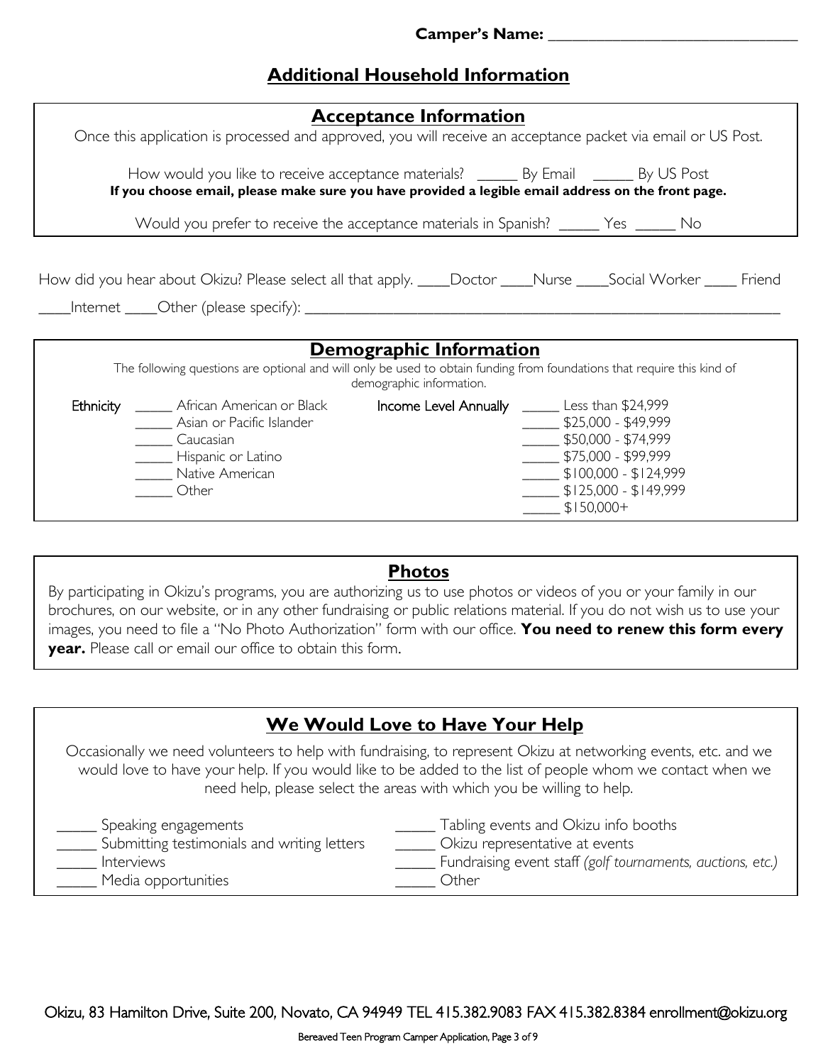**Camper's Name: ______________________________**

# Additional Household Information

## Acceptance Information

Once this application is processed and approved, you will receive an acceptance packet via email or US Post.

How would you like to receive acceptance materials? _____ By Email _____ By US Post

**If you choose email, please make sure you have provided a legible email address on the front page.**

Would you prefer to receive the acceptance materials in Spanish? _____ Yes _____ No

How did you hear about Okizu? Please select all that apply. ____Doctor ____Nurse ____Social Worker ____ Friend ____Internet ____Other (please specify): ______________________________________________

## Demographic Information

The following questions are optional and will only be used to obtain funding from foundations that require this kind of demographic information.

**Ethnicity**

- _____ African American or Black
- _____ Asian or Pacific Islander
- _____ Caucasian
- _____ Hispanic or Latino
- _____ Native American
- _____ Other

**Income Level Annually**

- _____ Less than $24,999
- _____ $25,000 - $49,999
- _____ $50,000 - $74,999
- _____ $75,000 - $99,999
- _____ $100,000 - $124,999
- _____ $125,000 - $149,999
- _____ $150,000+

## Photos

By participating in Okizu's programs, you are authorizing us to use photos or videos of you or your family in our brochures, on our website, or in any other fundraising or public relations material. If you do not wish us to use your images, you need to file a "No Photo Authorization" form with our office. **You need to renew this form every year.** Please call or email our office to obtain this form.

## We Would Love to Have Your Help

Occasionally we need volunteers to help with fundraising, to represent Okizu at networking events, etc. and we would love to have your help. If you would like to be added to the list of people whom we contact when we need help, please select the areas with which you be willing to help.

- _____ Speaking engagements
- _____ Submitting testimonials and writing letters
- _____ Interviews
- _____ Media opportunities
- _____ Tabling events and Okizu info booths
- _____ Okizu representative at events
- _____ Fundraising event staff *(golf tournaments, auctions, etc.)*
- _____ Other

Okizu, 83 Hamilton Drive, Suite 200, Novato, CA 94949 TEL 415.382.9083 FAX 415.382.8384 enrollment@okizu.org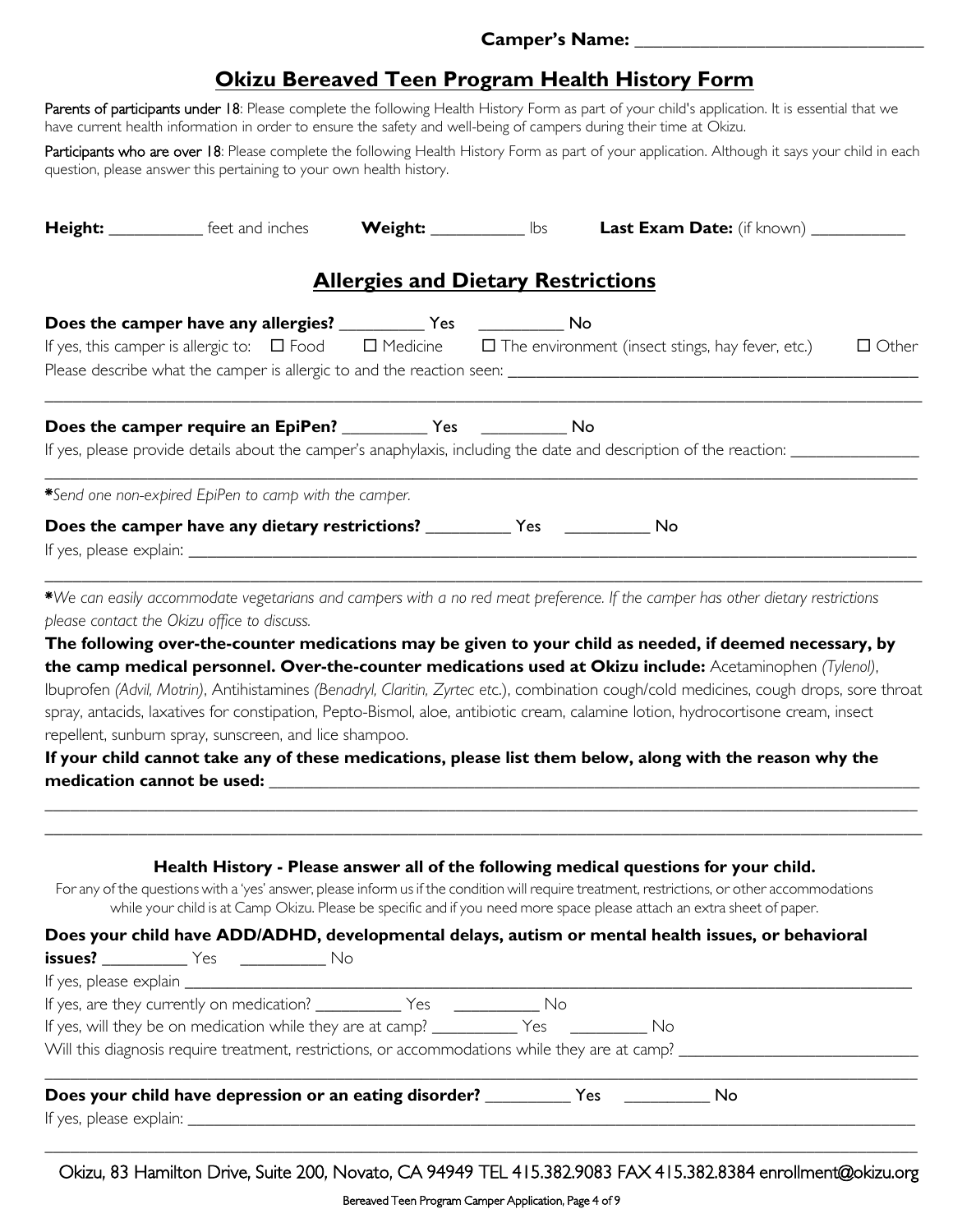**Camper's Name:** ______________________________

# Okizu Bereaved Teen Program Health History Form

Parents of participants under 18: Please complete the following Health History Form as part of your child's application. It is essential that we have current health information in order to ensure the safety and well-being of campers during their time at Okizu.

Participants who are over 18: Please complete the following Health History Form as part of your application. Although it says your child in each question, please answer this pertaining to your own health history.

**Height:** __________ feet and inches **Weight:** __________ lbs **Last Exam Date:** (if known) __________

## Allergies and Dietary Restrictions

**Does the camper have any allergies?** _________ Yes _________ No

If yes, this camper is allergic to: ☐ Food ☐ Medicine ☐ The environment (insect stings, hay fever, etc.) ☐ Other

Please describe what the camper is allergic to and the reaction seen: ______________________________________________

______________________________________________________________________________________________

**Does the camper require an EpiPen?** _________ Yes _________ No

If yes, please provide details about the camper's anaphylaxis, including the date and description of the reaction: ______________

______________________________________________________________________________________________

*\*Send one non-expired EpiPen to camp with the camper.*

**Does the camper have any dietary restrictions?** _________ Yes _________ No

If yes, please explain: ____________________________________________________________________________

______________________________________________________________________________________________

*\*We can easily accommodate vegetarians and campers with a no red meat preference. If the camper has other dietary restrictions please contact the Okizu office to discuss.*

**The following over-the-counter medications may be given to your child as needed, if deemed necessary, by the camp medical personnel. Over-the-counter medications used at Okizu include:** Acetaminophen *(Tylenol)*, Ibuprofen *(Advil, Motrin)*, Antihistamines *(Benadryl, Claritin, Zyrtec etc.)*, combination cough/cold medicines, cough drops, sore throat spray, antacids, laxatives for constipation, Pepto-Bismol, aloe, antibiotic cream, calamine lotion, hydrocortisone cream, insect repellent, sunburn spray, sunscreen, and lice shampoo.

**If your child cannot take any of these medications, please list them below, along with the reason why the medication cannot be used:** ______________________________________________________________

______________________________________________________________________________________________

______________________________________________________________________________________________

### Health History - Please answer all of the following medical questions for your child.

For any of the questions with a 'yes' answer, please inform us if the condition will require treatment, restrictions, or other accommodations while your child is at Camp Okizu. Please be specific and if you need more space please attach an extra sheet of paper.

**Does your child have ADD/ADHD, developmental delays, autism or mental health issues, or behavioral issues?** _________ Yes _________ No

If yes, please explain ______________________________________________________________________________

If yes, are they currently on medication? _________ Yes _________ No

If yes, will they be on medication while they are at camp? _________ Yes _________ No

Will this diagnosis require treatment, restrictions, or accommodations while they are at camp? ___________________________

______________________________________________________________________________________________

**Does your child have depression or an eating disorder?** _________ Yes _________ No

If yes, please explain: ____________________________________________________________________________

______________________________________________________________________________________________

Okizu, 83 Hamilton Drive, Suite 200, Novato, CA 94949 TEL 415.382.9083 FAX 415.382.8384 enrollment@okizu.org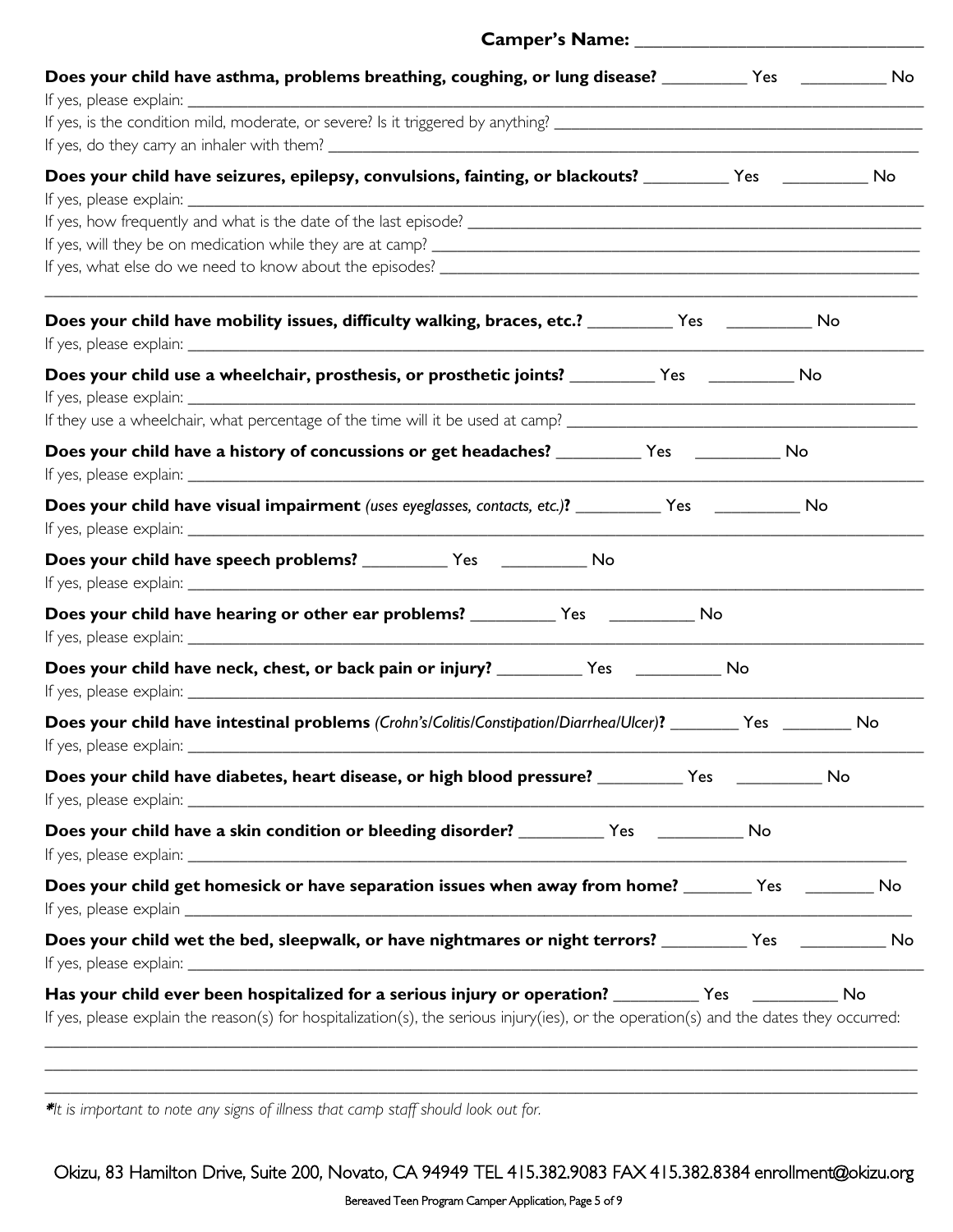**Camper's Name: ______________________________**

**Does your child have asthma, problems breathing, coughing, or lung disease?** _________ Yes _________ No
If yes, please explain: ______________________________________________________________
If yes, is the condition mild, moderate, or severe? Is it triggered by anything? ____________________________
If yes, do they carry an inhaler with them? ______________________________________________

**Does your child have seizures, epilepsy, convulsions, fainting, or blackouts?** _________ Yes _________ No
If yes, please explain: ______________________________________________________________
If yes, how frequently and what is the date of the last episode? ______________________________
If yes, will they be on medication while they are at camp? __________________________________
If yes, what else do we need to know about the episodes? ___________________________________
______________________________________________________________________________

**Does your child have mobility issues, difficulty walking, braces, etc.?** _________ Yes _________ No
If yes, please explain: ______________________________________________________________

**Does your child use a wheelchair, prosthesis, or prosthetic joints?** _________ Yes _________ No
If yes, please explain: ______________________________________________________________
If they use a wheelchair, what percentage of the time will it be used at camp? ________________________

**Does your child have a history of concussions or get headaches?** _________ Yes _________ No
If yes, please explain: ______________________________________________________________

**Does your child have visual impairment** *(uses eyeglasses, contacts, etc.)***?** _________ Yes _________ No
If yes, please explain: ______________________________________________________________

**Does your child have speech problems?** _________ Yes _________ No
If yes, please explain: ______________________________________________________________

**Does your child have hearing or other ear problems?** _________ Yes _________ No
If yes, please explain: ______________________________________________________________

**Does your child have neck, chest, or back pain or injury?** _________ Yes _________ No
If yes, please explain: ______________________________________________________________

**Does your child have intestinal problems** *(Crohn's/Colitis/Constipation/Diarrhea/Ulcer)***?** ________ Yes ________ No
If yes, please explain: ______________________________________________________________

**Does your child have diabetes, heart disease, or high blood pressure?** _________ Yes _________ No
If yes, please explain: ______________________________________________________________

**Does your child have a skin condition or bleeding disorder?** _________ Yes _________ No
If yes, please explain: ______________________________________________________________

**Does your child get homesick or have separation issues when away from home?** ________ Yes ________ No
If yes, please explain ______________________________________________________________

**Does your child wet the bed, sleepwalk, or have nightmares or night terrors?** _________ Yes _________ No
If yes, please explain: ______________________________________________________________

**Has your child ever been hospitalized for a serious injury or operation?** _________ Yes _________ No
If yes, please explain the reason(s) for hospitalization(s), the serious injury(ies), or the operation(s) and the dates they occurred:
______________________________________________________________________________
______________________________________________________________________________
______________________________________________________________________________

***** *It is important to note any signs of illness that camp staff should look out for.*

Okizu, 83 Hamilton Drive, Suite 200, Novato, CA 94949 TEL 415.382.9083 FAX 415.382.8384 enrollment@okizu.org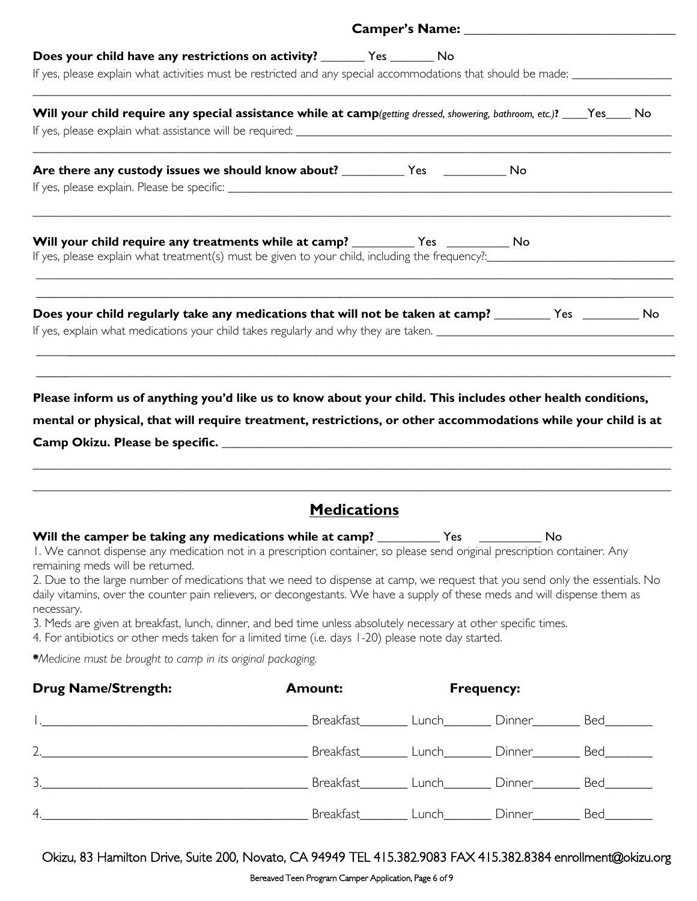**Camper's Name:** ______________________________

**Does your child have any restrictions on activity?** _______ Yes _______ No

If yes, please explain what activities must be restricted and any special accommodations that should be made: ________________

_____________________________________________________________________________________________________

**Will your child require any special assistance while at camp***(getting dressed, showering, bathroom, etc.)***?** ____Yes____ No

If yes, please explain what assistance will be required: ________________________________________________________________

_____________________________________________________________________________________________________

**Are there any custody issues we should know about?** __________ Yes __________ No

If yes, please explain. Please be specific: ______________________________________________________________________

_____________________________________________________________________________________________________

**Will your child require any treatments while at camp?** __________ Yes __________ No

If yes, please explain what treatment(s) must be given to your child, including the frequency?:______________________________

_____________________________________________________________________________________________________

_____________________________________________________________________________________________________

**Does your child regularly take any medications that will not be taken at camp?** _________ Yes _________ No

If yes, explain what medications your child takes regularly and why they are taken. _____________________________________

_____________________________________________________________________________________________________

_____________________________________________________________________________________________________

**Please inform us of anything you'd like us to know about your child. This includes other health conditions, mental or physical, that will require treatment, restrictions, or other accommodations while your child is at Camp Okizu. Please be specific.** ______________________________________________________________________

_____________________________________________________________________________________________________

_____________________________________________________________________________________________________

## Medications

**Will the camper be taking any medications while at camp?** __________ Yes __________ No

1. We cannot dispense any medication not in a prescription container, so please send original prescription container. Any remaining meds will be returned.
2. Due to the large number of medications that we need to dispense at camp, we request that you send only the essentials. No daily vitamins, over the counter pain relievers, or decongestants. We have a supply of these meds and will dispense them as necessary.
3. Meds are given at breakfast, lunch, dinner, and bed time unless absolutely necessary at other specific times.
4. For antibiotics or other meds taken for a limited time (i.e. days 1-20) please note day started.

***Medicine must be brought to camp in its original packaging.***

| **Drug Name/Strength:** | **Amount:** | **Frequency:** | | |
|---|---|---|---|---|
| 1.________________________________ | Breakfast_______ | Lunch_______ | Dinner_______ | Bed_______ |
| 2.________________________________ | Breakfast_______ | Lunch_______ | Dinner_______ | Bed_______ |
| 3.________________________________ | Breakfast_______ | Lunch_______ | Dinner_______ | Bed_______ |
| 4.________________________________ | Breakfast_______ | Lunch_______ | Dinner_______ | Bed_______ |

Okizu, 83 Hamilton Drive, Suite 200, Novato, CA 94949 TEL 415.382.9083 FAX 415.382.8384 enrollment@okizu.org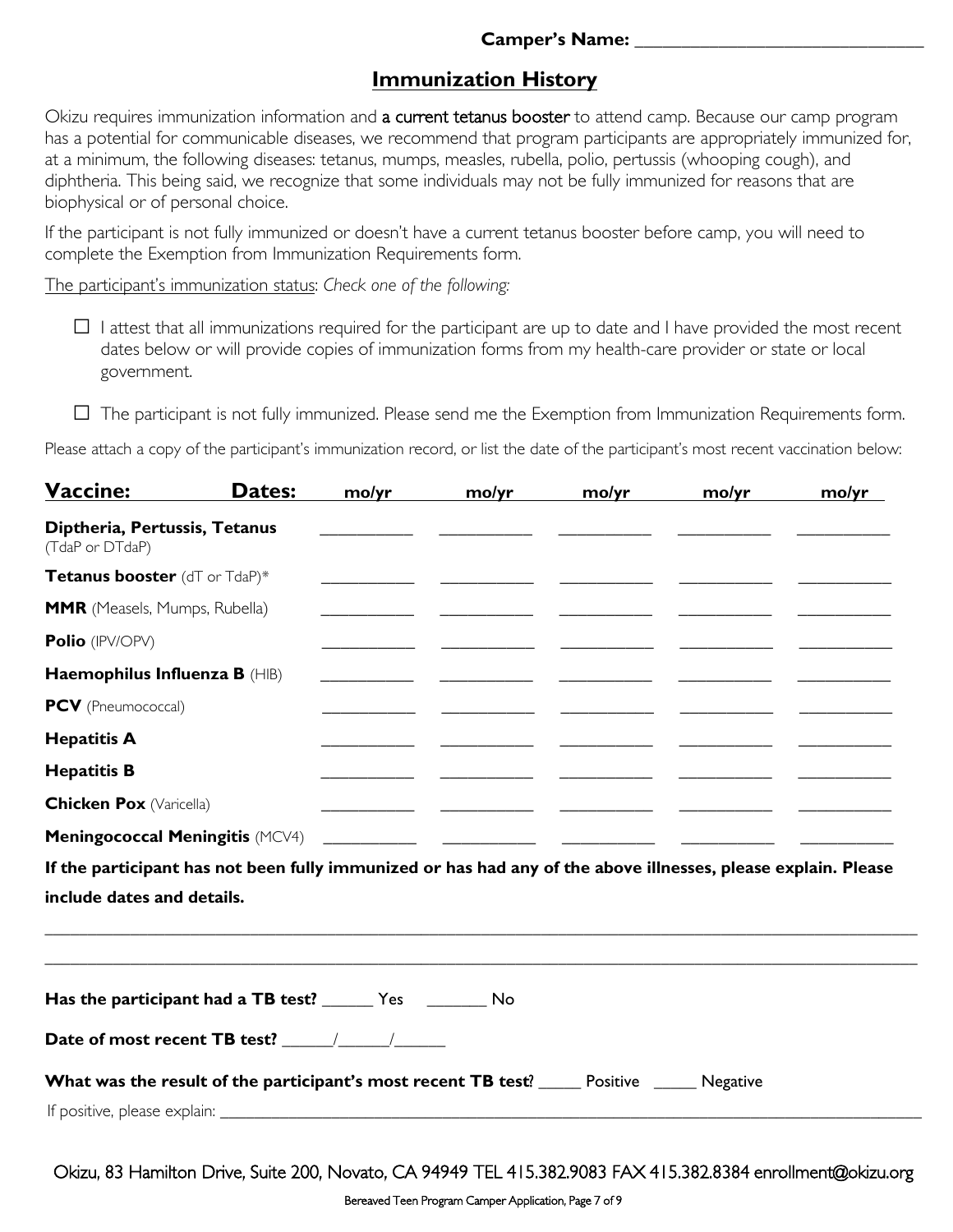Camper's Name: ______________________________

## Immunization History

Okizu requires immunization information and a current tetanus booster to attend camp. Because our camp program has a potential for communicable diseases, we recommend that program participants are appropriately immunized for, at a minimum, the following diseases: tetanus, mumps, measles, rubella, polio, pertussis (whooping cough), and diphtheria. This being said, we recognize that some individuals may not be fully immunized for reasons that are biophysical or of personal choice.

If the participant is not fully immunized or doesn't have a current tetanus booster before camp, you will need to complete the Exemption from Immunization Requirements form.

The participant's immunization status: *Check one of the following:*

- ☐ I attest that all immunizations required for the participant are up to date and I have provided the most recent dates below or will provide copies of immunization forms from my health-care provider or state or local government.
- ☐ The participant is not fully immunized. Please send me the Exemption from Immunization Requirements form.

Please attach a copy of the participant's immunization record, or list the date of the participant's most recent vaccination below:

| **Vaccine:** **Dates:** | **mo/yr** | **mo/yr** | **mo/yr** | **mo/yr** | **mo/yr** |
|---|---|---|---|---|---|
| **Diptheria, Pertussis, Tetanus** (TdaP or DTdaP) | ______ | ______ | ______ | ______ | ______ |
| **Tetanus booster** (dT or TdaP)* | ______ | ______ | ______ | ______ | ______ |
| **MMR** (Measels, Mumps, Rubella) | ______ | ______ | ______ | ______ | ______ |
| **Polio** (IPV/OPV) | ______ | ______ | ______ | ______ | ______ |
| **Haemophilus Influenza B** (HIB) | ______ | ______ | ______ | ______ | ______ |
| **PCV** (Pneumococcal) | ______ | ______ | ______ | ______ | ______ |
| **Hepatitis A** | ______ | ______ | ______ | ______ | ______ |
| **Hepatitis B** | ______ | ______ | ______ | ______ | ______ |
| **Chicken Pox** (Varicella) | ______ | ______ | ______ | ______ | ______ |
| **Meningococcal Meningitis** (MCV4) | ______ | ______ | ______ | ______ | ______ |

**If the participant has not been fully immunized or has had any of the above illnesses, please explain. Please include dates and details.**

______________________________________________________________________________

______________________________________________________________________________

**Has the participant had a TB test?** ______ Yes ______ No

**Date of most recent TB test?** ______/______/______

**What was the result of the participant's most recent TB test?** _____ Positive _____ Negative

If positive, please explain: ______________________________________________________________

Okizu, 83 Hamilton Drive, Suite 200, Novato, CA 94949 TEL 415.382.9083 FAX 415.382.8384 enrollment@okizu.org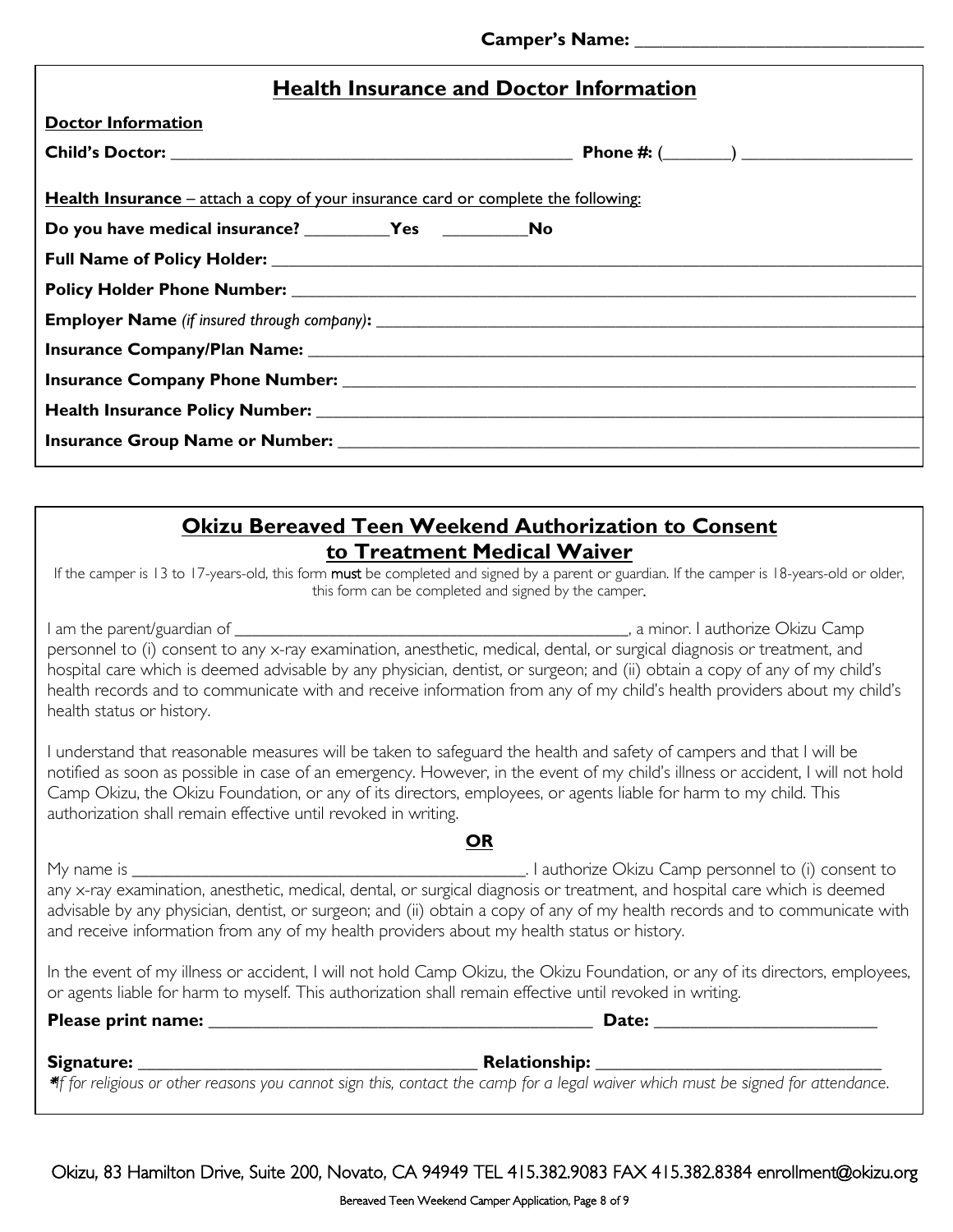**Camper's Name:** ______________________________

## Health Insurance and Doctor Information

**Doctor Information**

**Child's Doctor:** ____________________________________________ **Phone #:** (_______) __________________

**Health Insurance** – attach a copy of your insurance card or complete the following:

**Do you have medical insurance?** _________**Yes** _________**No**

**Full Name of Policy Holder:** ____________________________________________________________________

**Policy Holder Phone Number:** __________________________________________________________________

**Employer Name** *(if insured through company)***:** _________________________________________________

**Insurance Company/Plan Name:** _________________________________________________________________

**Insurance Company Phone Number:** _____________________________________________________________

**Health Insurance Policy Number:** _______________________________________________________________

**Insurance Group Name or Number:** ______________________________________________________________

## Okizu Bereaved Teen Weekend Authorization to Consent to Treatment Medical Waiver

If the camper is 13 to 17-years-old, this form **must** be completed and signed by a parent or guardian. If the camper is 18-years-old or older, this form can be completed and signed by the camper.

I am the parent/guardian of ________________________________________________, a minor. I authorize Okizu Camp personnel to (i) consent to any x-ray examination, anesthetic, medical, dental, or surgical diagnosis or treatment, and hospital care which is deemed advisable by any physician, dentist, or surgeon; and (ii) obtain a copy of any of my child's health records and to communicate with and receive information from any of my child's health providers about my child's health status or history.

I understand that reasonable measures will be taken to safeguard the health and safety of campers and that I will be notified as soon as possible in case of an emergency. However, in the event of my child's illness or accident, I will not hold Camp Okizu, the Okizu Foundation, or any of its directors, employees, or agents liable for harm to my child. This authorization shall remain effective until revoked in writing.

**OR**

My name is _____________________________________________. I authorize Okizu Camp personnel to (i) consent to any x-ray examination, anesthetic, medical, dental, or surgical diagnosis or treatment, and hospital care which is deemed advisable by any physician, dentist, or surgeon; and (ii) obtain a copy of any of my health records and to communicate with and receive information from any of my health providers about my health status or history.

In the event of my illness or accident, I will not hold Camp Okizu, the Okizu Foundation, or any of its directors, employees, or agents liable for harm to myself. This authorization shall remain effective until revoked in writing.

**Please print name:** __________________________________________ **Date:** ________________________

**Signature:** _____________________________________ **Relationship:** _______________________________

*\*If for religious or other reasons you cannot sign this, contact the camp for a legal waiver which must be signed for attendance.*

Okizu, 83 Hamilton Drive, Suite 200, Novato, CA 94949 TEL 415.382.9083 FAX 415.382.8384 enrollment@okizu.org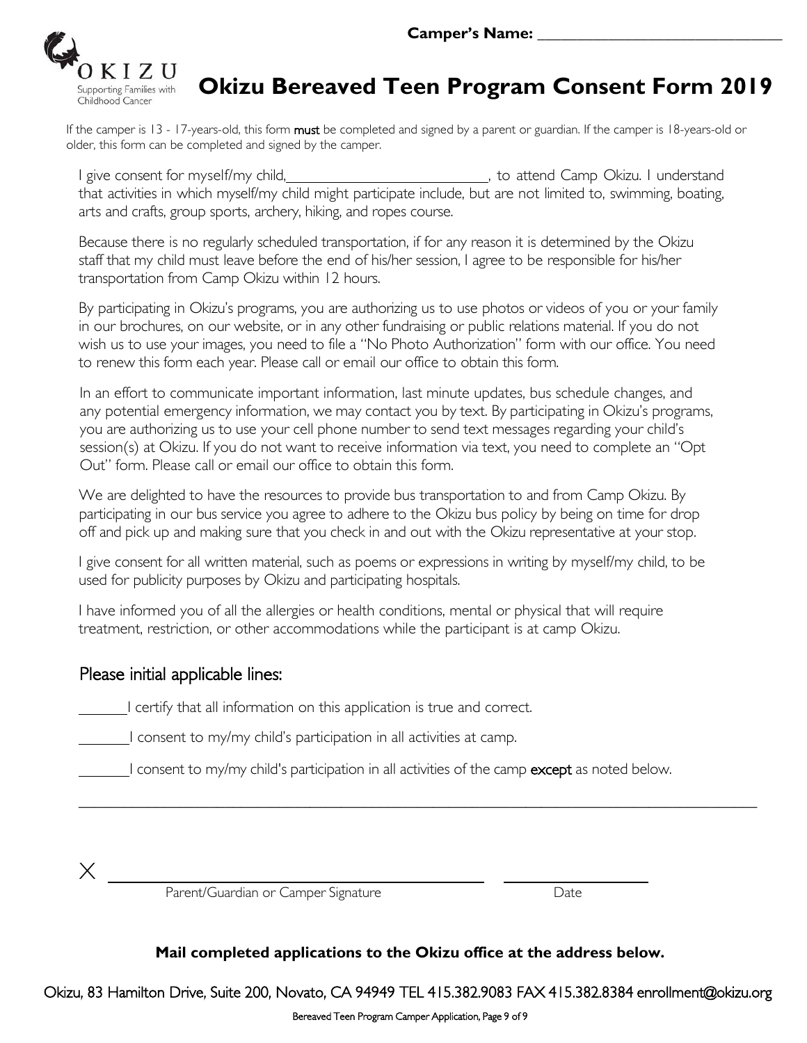Camper's Name: ______________________________

OKIZU
Supporting Families with Childhood Cancer

# Okizu Bereaved Teen Program Consent Form 2019

If the camper is 13 - 17-years-old, this form **must** be completed and signed by a parent or guardian. If the camper is 18-years-old or older, this form can be completed and signed by the camper.

I give consent for myself/my child, ___________________________, to attend Camp Okizu. I understand that activities in which myself/my child might participate include, but are not limited to, swimming, boating, arts and crafts, group sports, archery, hiking, and ropes course.

Because there is no regularly scheduled transportation, if for any reason it is determined by the Okizu staff that my child must leave before the end of his/her session, I agree to be responsible for his/her transportation from Camp Okizu within 12 hours.

By participating in Okizu's programs, you are authorizing us to use photos or videos of you or your family in our brochures, on our website, or in any other fundraising or public relations material. If you do not wish us to use your images, you need to file a "No Photo Authorization" form with our office. You need to renew this form each year. Please call or email our office to obtain this form.

In an effort to communicate important information, last minute updates, bus schedule changes, and any potential emergency information, we may contact you by text. By participating in Okizu's programs, you are authorizing us to use your cell phone number to send text messages regarding your child's session(s) at Okizu. If you do not want to receive information via text, you need to complete an "Opt Out" form. Please call or email our office to obtain this form.

We are delighted to have the resources to provide bus transportation to and from Camp Okizu. By participating in our bus service you agree to adhere to the Okizu bus policy by being on time for drop off and pick up and making sure that you check in and out with the Okizu representative at your stop.

I give consent for all written material, such as poems or expressions in writing by myself/my child, to be used for publicity purposes by Okizu and participating hospitals.

I have informed you of all the allergies or health conditions, mental or physical that will require treatment, restriction, or other accommodations while the participant is at camp Okizu.

## Please initial applicable lines:

_______I certify that all information on this application is true and correct.

_______I consent to my/my child's participation in all activities at camp.

_______I consent to my/my child's participation in all activities of the camp **except** as noted below.

_____________________________________________________________________________________

X ______________________________________________ ____________________

Parent/Guardian or Camper Signature Date

**Mail completed applications to the Okizu office at the address below.**

Okizu, 83 Hamilton Drive, Suite 200, Novato, CA 94949 TEL 415.382.9083 FAX 415.382.8384 enrollment@okizu.org